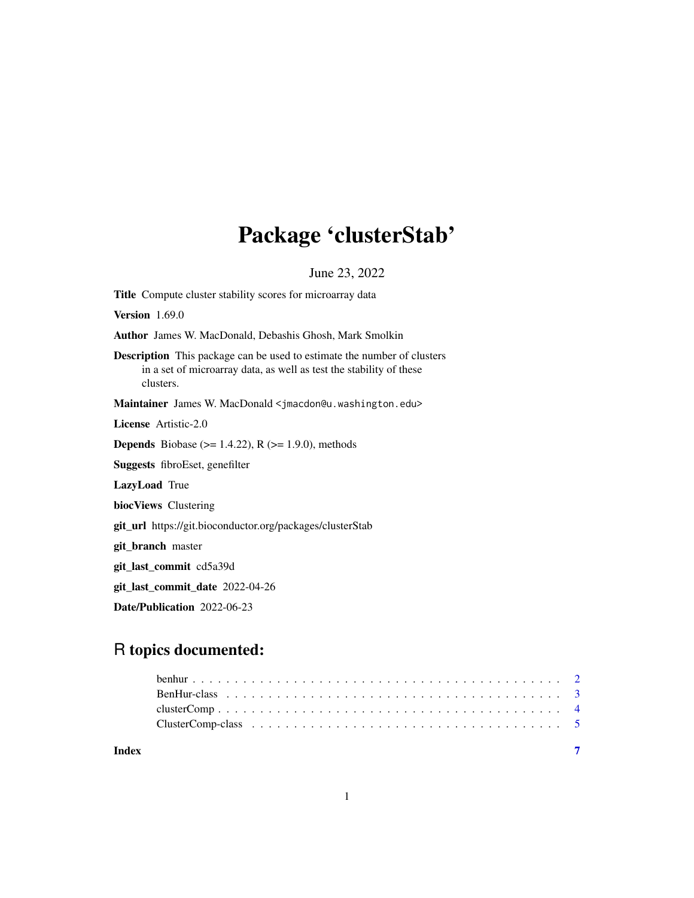# Package 'clusterStab'

June 23, 2022

**Title** Compute cluster stability scores for microarray data

**Version** 1.69.0

**Author** James W. MacDonald, Debashis Ghosh, Mark Smolkin

**Description** This package can be used to estimate the number of clusters in a set of microarray data, as well as test the stability of these clusters.

**Maintainer** James W. MacDonald <jmacdon@u.washington.edu>

**License** Artistic-2.0

**Depends** Biobase (>= 1.4.22), R (>= 1.9.0), methods

**Suggests** fibroEset, genefilter

**LazyLoad** True

**biocViews** Clustering

**git_url** https://git.bioconductor.org/packages/clusterStab

**git_branch** master

**git_last_commit** cd5a39d

**git_last_commit_date** 2022-04-26

**Date/Publication** 2022-06-23

## R topics documented:

- benhur . . . . . . . . . . . . . . . . . . . . . . . . . . . . . . . . . . . . . . . . . . 2
- BenHur-class . . . . . . . . . . . . . . . . . . . . . . . . . . . . . . . . . . . . . . . 3
- clusterComp . . . . . . . . . . . . . . . . . . . . . . . . . . . . . . . . . . . . . . . . 4
- ClusterComp-class . . . . . . . . . . . . . . . . . . . . . . . . . . . . . . . . . . . . 5

**Index** 7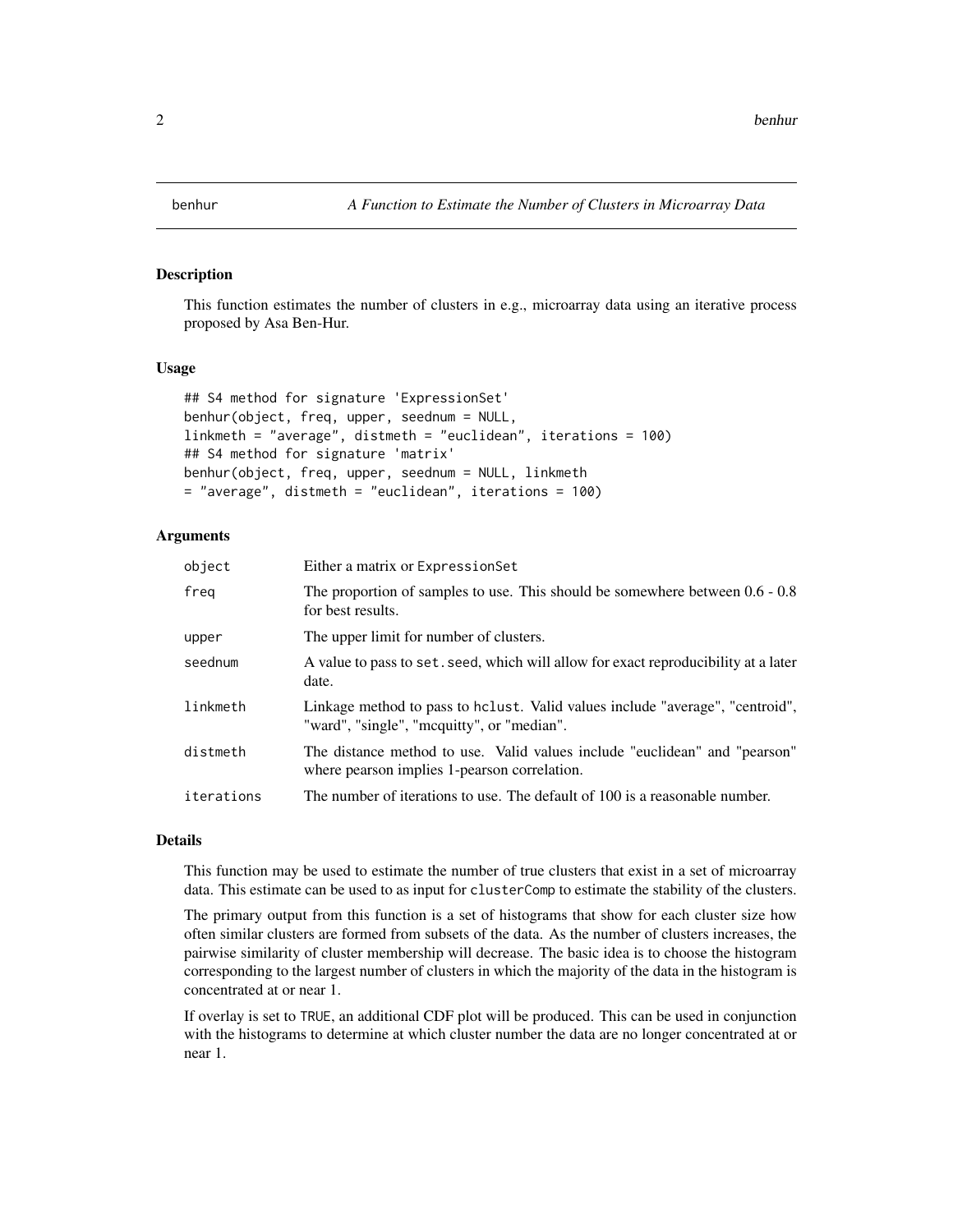# benhur — *A Function to Estimate the Number of Clusters in Microarray Data*

## Description

This function estimates the number of clusters in e.g., microarray data using an iterative process proposed by Asa Ben-Hur.

## Usage

```
## S4 method for signature 'ExpressionSet'
benhur(object, freq, upper, seednum = NULL,
linkmeth = "average", distmeth = "euclidean", iterations = 100)
## S4 method for signature 'matrix'
benhur(object, freq, upper, seednum = NULL, linkmeth
= "average", distmeth = "euclidean", iterations = 100)
```

## Arguments

| Argument | Description |
|---|---|
| `object` | Either a matrix or `ExpressionSet` |
| `freq` | The proportion of samples to use. This should be somewhere between 0.6 - 0.8 for best results. |
| `upper` | The upper limit for number of clusters. |
| `seednum` | A value to pass to `set.seed`, which will allow for exact reproducibility at a later date. |
| `linkmeth` | Linkage method to pass to `hclust`. Valid values include "average", "centroid", "ward", "single", "mcquitty", or "median". |
| `distmeth` | The distance method to use. Valid values include "euclidean" and "pearson" where pearson implies 1-pearson correlation. |
| `iterations` | The number of iterations to use. The default of 100 is a reasonable number. |

## Details

This function may be used to estimate the number of true clusters that exist in a set of microarray data. This estimate can be used to as input for `clusterComp` to estimate the stability of the clusters.

The primary output from this function is a set of histograms that show for each cluster size how often similar clusters are formed from subsets of the data. As the number of clusters increases, the pairwise similarity of cluster membership will decrease. The basic idea is to choose the histogram corresponding to the largest number of clusters in which the majority of the data in the histogram is concentrated at or near 1.

If overlay is set to `TRUE`, an additional CDF plot will be produced. This can be used in conjunction with the histograms to determine at which cluster number the data are no longer concentrated at or near 1.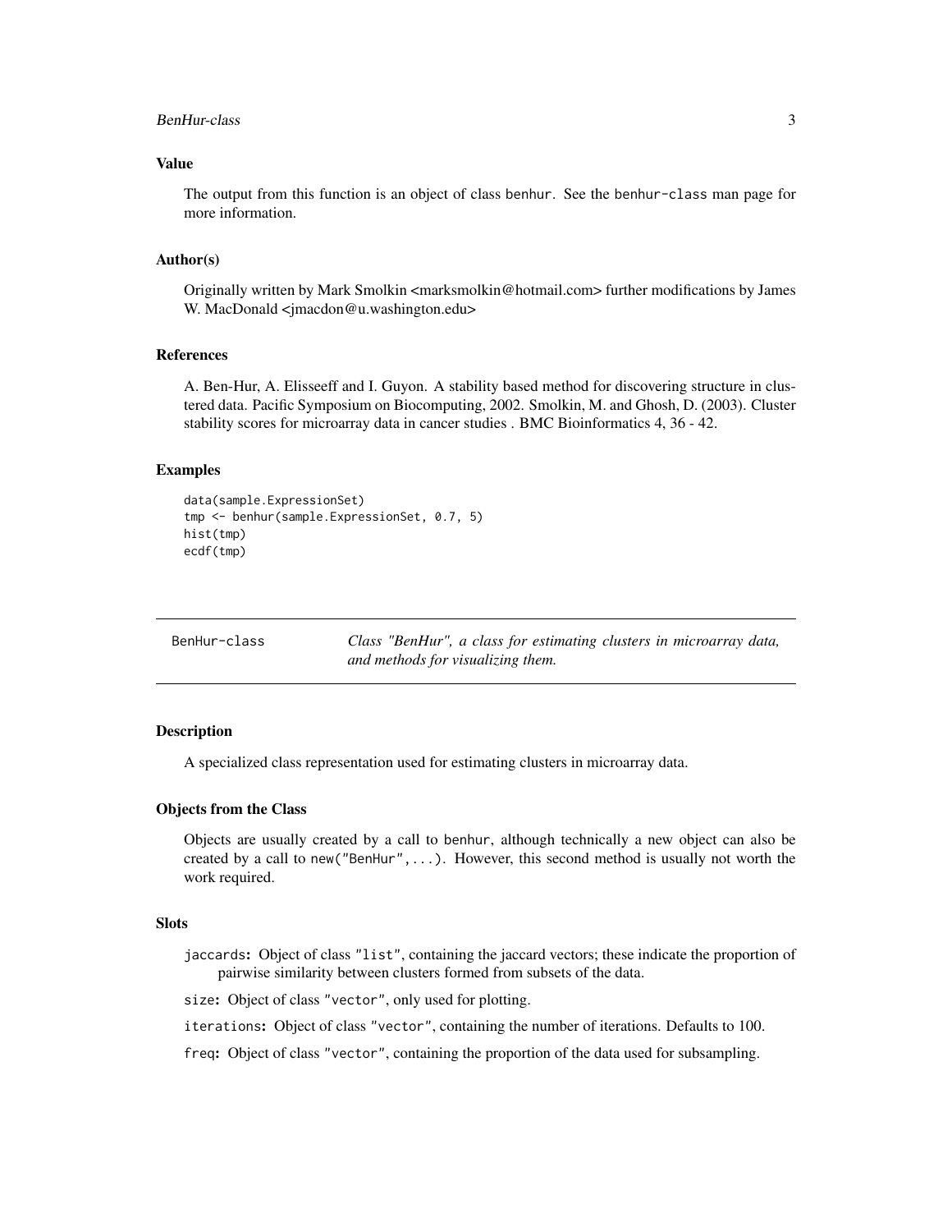## Value

The output from this function is an object of class benhur. See the benhur-class man page for more information.

## Author(s)

Originally written by Mark Smolkin <marksmolkin@hotmail.com> further modifications by James W. MacDonald <jmacdon@u.washington.edu>

## References

A. Ben-Hur, A. Elisseeff and I. Guyon. A stability based method for discovering structure in clustered data. Pacific Symposium on Biocomputing, 2002. Smolkin, M. and Ghosh, D. (2003). Cluster stability scores for microarray data in cancer studies . BMC Bioinformatics 4, 36 - 42.

## Examples

```
data(sample.ExpressionSet)
tmp <- benhur(sample.ExpressionSet, 0.7, 5)
hist(tmp)
ecdf(tmp)
```

---

# BenHur-class

*Class "BenHur", a class for estimating clusters in microarray data, and methods for visualizing them.*

---

## Description

A specialized class representation used for estimating clusters in microarray data.

## Objects from the Class

Objects are usually created by a call to benhur, although technically a new object can also be created by a call to new("BenHur",...). However, this second method is usually not worth the work required.

## Slots

- **jaccards:** Object of class "list", containing the jaccard vectors; these indicate the proportion of pairwise similarity between clusters formed from subsets of the data.
- **size:** Object of class "vector", only used for plotting.
- **iterations:** Object of class "vector", containing the number of iterations. Defaults to 100.
- **freq:** Object of class "vector", containing the proportion of the data used for subsampling.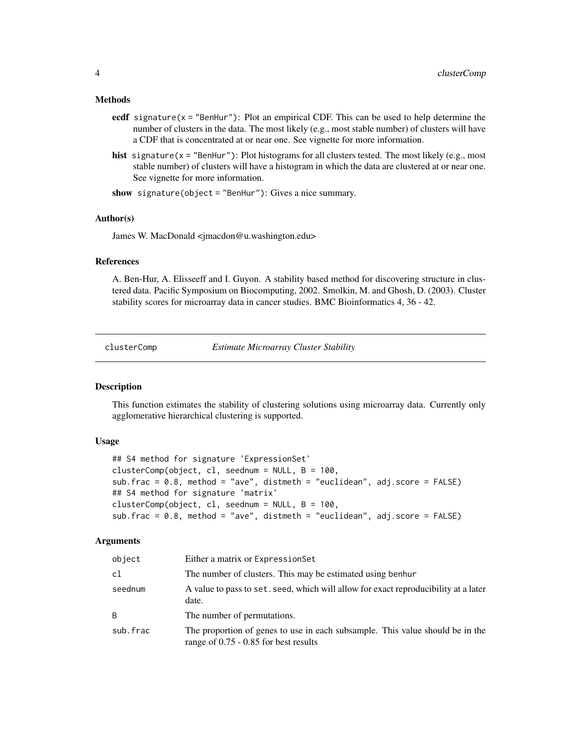### Methods

**ecdf** `signature(x = "BenHur")`: Plot an empirical CDF. This can be used to help determine the number of clusters in the data. The most likely (e.g., most stable number) of clusters will have a CDF that is concentrated at or near one. See vignette for more information.

**hist** `signature(x = "BenHur")`: Plot histograms for all clusters tested. The most likely (e.g., most stable number) of clusters will have a histogram in which the data are clustered at or near one. See vignette for more information.

**show** `signature(object = "BenHur")`: Gives a nice summary.

### Author(s)

James W. MacDonald <jmacdon@u.washington.edu>

### References

A. Ben-Hur, A. Elisseeff and I. Guyon. A stability based method for discovering structure in clustered data. Pacific Symposium on Biocomputing, 2002. Smolkin, M. and Ghosh, D. (2003). Cluster stability scores for microarray data in cancer studies. BMC Bioinformatics 4, 36 - 42.

---

## clusterComp — *Estimate Microarray Cluster Stability*

### Description

This function estimates the stability of clustering solutions using microarray data. Currently only agglomerative hierarchical clustering is supported.

### Usage

```
## S4 method for signature 'ExpressionSet'
clusterComp(object, cl, seednum = NULL, B = 100,
sub.frac = 0.8, method = "ave", distmeth = "euclidean", adj.score = FALSE)
## S4 method for signature 'matrix'
clusterComp(object, cl, seednum = NULL, B = 100,
sub.frac = 0.8, method = "ave", distmeth = "euclidean", adj.score = FALSE)
```

### Arguments

| | |
|---|---|
| `object` | Either a matrix or `ExpressionSet` |
| `cl` | The number of clusters. This may be estimated using `benhur` |
| `seednum` | A value to pass to `set.seed`, which will allow for exact reproducibility at a later date. |
| `B` | The number of permutations. |
| `sub.frac` | The proportion of genes to use in each subsample. This value should be in the range of 0.75 - 0.85 for best results |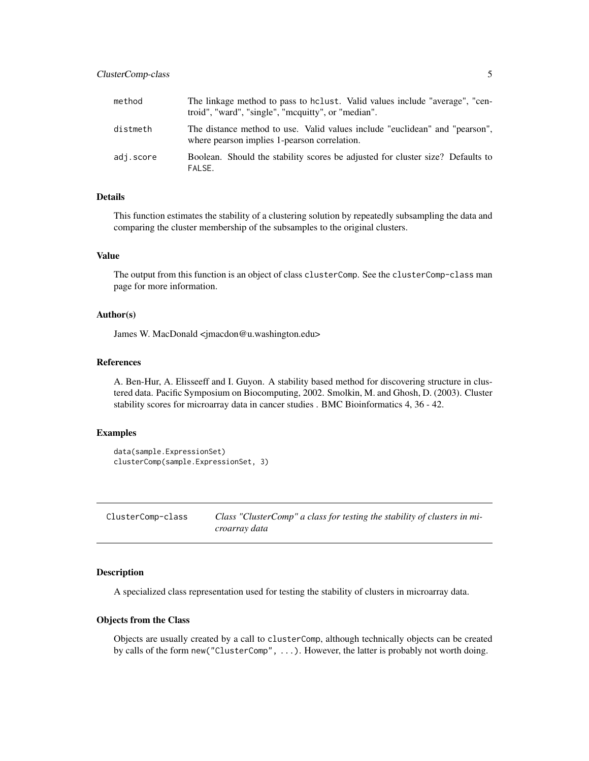| | |
|---|---|
| method | The linkage method to pass to hclust. Valid values include "average", "centroid", "ward", "single", "mcquitty", or "median". |
| distmeth | The distance method to use. Valid values include "euclidean" and "pearson", where pearson implies 1-pearson correlation. |
| adj.score | Boolean. Should the stability scores be adjusted for cluster size? Defaults to FALSE. |

### Details

This function estimates the stability of a clustering solution by repeatedly subsampling the data and comparing the cluster membership of the subsamples to the original clusters.

### Value

The output from this function is an object of class clusterComp. See the clusterComp-class man page for more information.

### Author(s)

James W. MacDonald <jmacdon@u.washington.edu>

### References

A. Ben-Hur, A. Elisseeff and I. Guyon. A stability based method for discovering structure in clustered data. Pacific Symposium on Biocomputing, 2002. Smolkin, M. and Ghosh, D. (2003). Cluster stability scores for microarray data in cancer studies . BMC Bioinformatics 4, 36 - 42.

### Examples

```
data(sample.ExpressionSet)
clusterComp(sample.ExpressionSet, 3)
```

---

## ClusterComp-class    *Class "ClusterComp" a class for testing the stability of clusters in microarray data*

---

### Description

A specialized class representation used for testing the stability of clusters in microarray data.

### Objects from the Class

Objects are usually created by a call to clusterComp, although technically objects can be created by calls of the form new("ClusterComp", ...). However, the latter is probably not worth doing.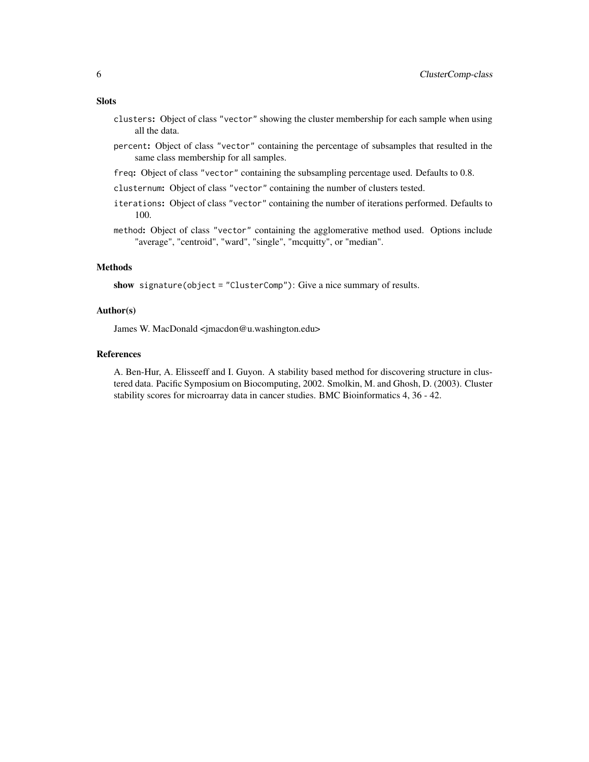## Slots

- `clusters`: Object of class `"vector"` showing the cluster membership for each sample when using all the data.
- `percent`: Object of class `"vector"` containing the percentage of subsamples that resulted in the same class membership for all samples.
- `freq`: Object of class `"vector"` containing the subsampling percentage used. Defaults to 0.8.
- `clusternum`: Object of class `"vector"` containing the number of clusters tested.
- `iterations`: Object of class `"vector"` containing the number of iterations performed. Defaults to 100.
- `method`: Object of class `"vector"` containing the agglomerative method used. Options include "average", "centroid", "ward", "single", "mcquitty", or "median".

## Methods

**show** `signature(object = "ClusterComp")`: Give a nice summary of results.

## Author(s)

James W. MacDonald <jmacdon@u.washington.edu>

## References

A. Ben-Hur, A. Elisseeff and I. Guyon. A stability based method for discovering structure in clustered data. Pacific Symposium on Biocomputing, 2002. Smolkin, M. and Ghosh, D. (2003). Cluster stability scores for microarray data in cancer studies. BMC Bioinformatics 4, 36 - 42.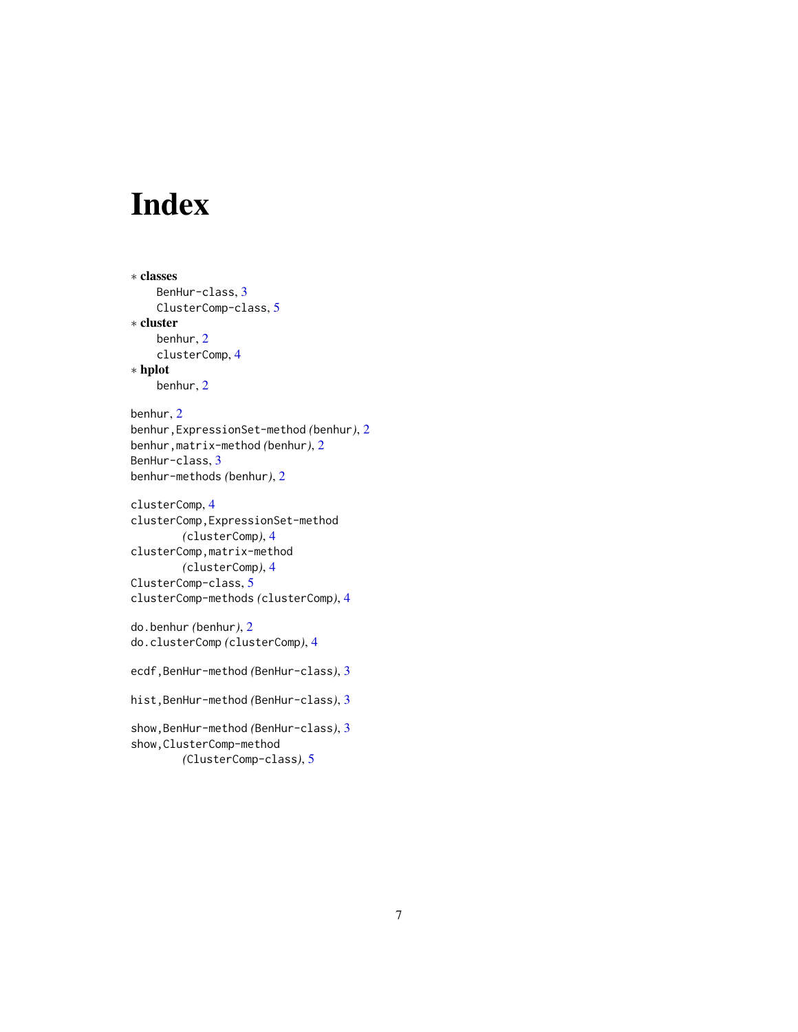# Index

∗ **classes**
    BenHur-class, 3
    ClusterComp-class, 5

∗ **cluster**
    benhur, 2
    clusterComp, 4

∗ **hplot**
    benhur, 2

benhur, 2
benhur,ExpressionSet-method *(*benhur*)*, 2
benhur,matrix-method *(*benhur*)*, 2
BenHur-class, 3
benhur-methods *(*benhur*)*, 2

clusterComp, 4
clusterComp,ExpressionSet-method *(*clusterComp*)*, 4
clusterComp,matrix-method *(*clusterComp*)*, 4
ClusterComp-class, 5
clusterComp-methods *(*clusterComp*)*, 4

do.benhur *(*benhur*)*, 2
do.clusterComp *(*clusterComp*)*, 4

ecdf,BenHur-method *(*BenHur-class*)*, 3

hist,BenHur-method *(*BenHur-class*)*, 3

show,BenHur-method *(*BenHur-class*)*, 3
show,ClusterComp-method *(*ClusterComp-class*)*, 5